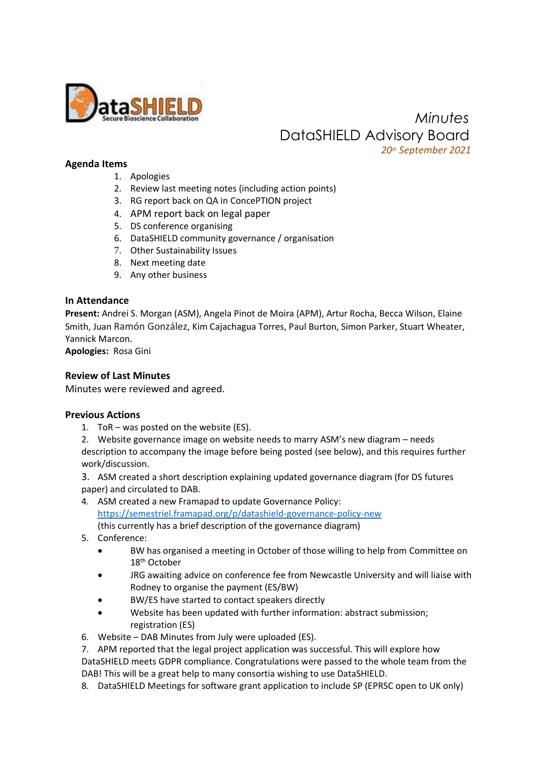# Minutes

## DataSHIELD Advisory Board

*20th September 2021*

### Agenda Items

1. Apologies
2. Review last meeting notes (including action points)
3. RG report back on QA in ConcePTION project
4. APM report back on legal paper
5. DS conference organising
6. DataSHIELD community governance / organisation
7. Other Sustainability Issues
8. Next meeting date
9. Any other business

### In Attendance

**Present:** Andrei S. Morgan (ASM), Angela Pinot de Moira (APM), Artur Rocha, Becca Wilson, Elaine Smith, Juan Ramón González, Kim Cajachagua Torres, Paul Burton, Simon Parker, Stuart Wheater, Yannick Marcon.

**Apologies:** Rosa Gini

### Review of Last Minutes

Minutes were reviewed and agreed.

### Previous Actions

1. ToR – was posted on the website (ES).
2. Website governance image on website needs to marry ASM's new diagram – needs description to accompany the image before being posted (see below), and this requires further work/discussion.
3. ASM created a short description explaining updated governance diagram (for DS futures paper) and circulated to DAB.
4. ASM created a new Framapad to update Governance Policy: https://semestriel.framapad.org/p/datashield-governance-policy-new (this currently has a brief description of the governance diagram)
5. Conference:
   - BW has organised a meeting in October of those willing to help from Committee on 18th October
   - JRG awaiting advice on conference fee from Newcastle University and will liaise with Rodney to organise the payment (ES/BW)
   - BW/ES have started to contact speakers directly
   - Website has been updated with further information: abstract submission; registration (ES)
6. Website – DAB Minutes from July were uploaded (ES).
7. APM reported that the legal project application was successful. This will explore how DataSHIELD meets GDPR compliance. Congratulations were passed to the whole team from the DAB! This will be a great help to many consortia wishing to use DataSHIELD.
8. DataSHIELD Meetings for software grant application to include SP (EPRSC open to UK only)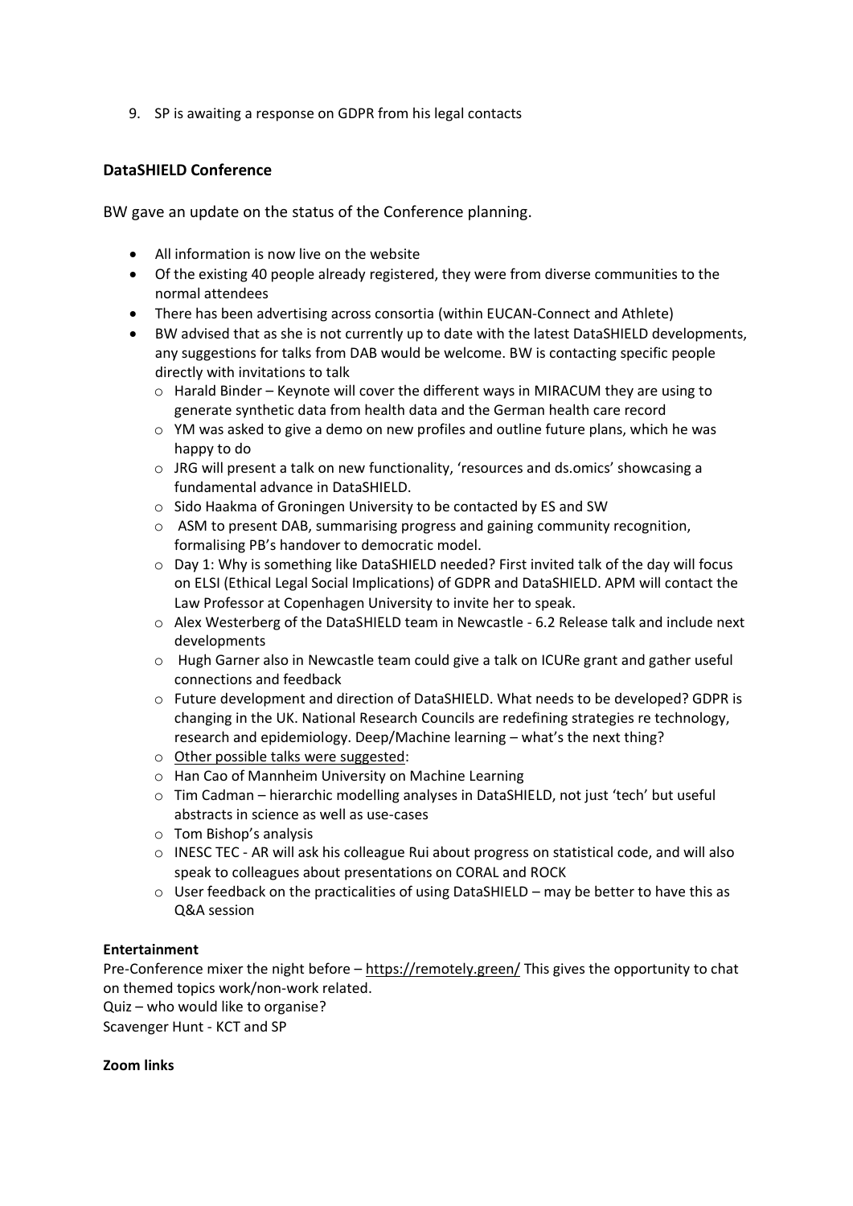9. SP is awaiting a response on GDPR from his legal contacts

**DataSHIELD Conference**

BW gave an update on the status of the Conference planning.

- All information is now live on the website
- Of the existing 40 people already registered, they were from diverse communities to the normal attendees
- There has been advertising across consortia (within EUCAN-Connect and Athlete)
- BW advised that as she is not currently up to date with the latest DataSHIELD developments, any suggestions for talks from DAB would be welcome. BW is contacting specific people directly with invitations to talk
  - Harald Binder – Keynote will cover the different ways in MIRACUM they are using to generate synthetic data from health data and the German health care record
  - YM was asked to give a demo on new profiles and outline future plans, which he was happy to do
  - JRG will present a talk on new functionality, 'resources and ds.omics' showcasing a fundamental advance in DataSHIELD.
  - Sido Haakma of Groningen University to be contacted by ES and SW
  - ASM to present DAB, summarising progress and gaining community recognition, formalising PB's handover to democratic model.
  - Day 1: Why is something like DataSHIELD needed? First invited talk of the day will focus on ELSI (Ethical Legal Social Implications) of GDPR and DataSHIELD. APM will contact the Law Professor at Copenhagen University to invite her to speak.
  - Alex Westerberg of the DataSHIELD team in Newcastle - 6.2 Release talk and include next developments
  - Hugh Garner also in Newcastle team could give a talk on ICURe grant and gather useful connections and feedback
  - Future development and direction of DataSHIELD. What needs to be developed? GDPR is changing in the UK. National Research Councils are redefining strategies re technology, research and epidemiology. Deep/Machine learning – what's the next thing?
  - Other possible talks were suggested:
  - Han Cao of Mannheim University on Machine Learning
  - Tim Cadman – hierarchic modelling analyses in DataSHIELD, not just 'tech' but useful abstracts in science as well as use-cases
  - Tom Bishop's analysis
  - INESC TEC - AR will ask his colleague Rui about progress on statistical code, and will also speak to colleagues about presentations on CORAL and ROCK
  - User feedback on the practicalities of using DataSHIELD – may be better to have this as Q&A session

**Entertainment**

Pre-Conference mixer the night before – https://remotely.green/ This gives the opportunity to chat on themed topics work/non-work related.

Quiz – who would like to organise?

Scavenger Hunt - KCT and SP

**Zoom links**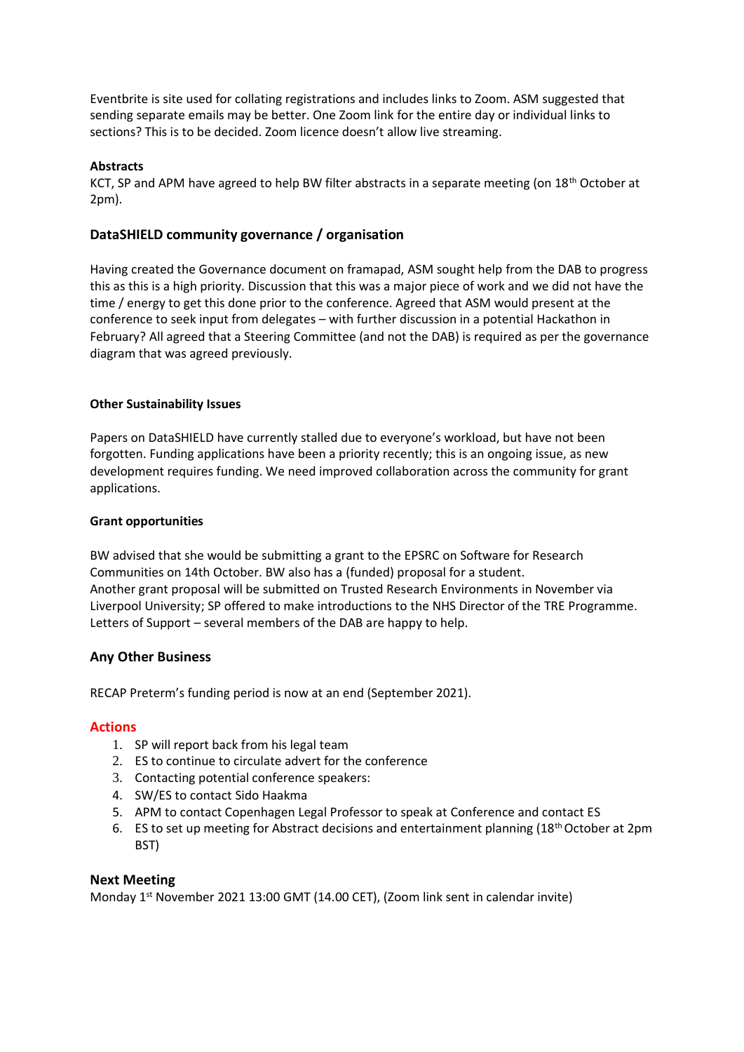Eventbrite is site used for collating registrations and includes links to Zoom. ASM suggested that sending separate emails may be better. One Zoom link for the entire day or individual links to sections? This is to be decided. Zoom licence doesn't allow live streaming.

**Abstracts**

KCT, SP and APM have agreed to help BW filter abstracts in a separate meeting (on 18th October at 2pm).

## DataSHIELD community governance / organisation

Having created the Governance document on framapad, ASM sought help from the DAB to progress this as this is a high priority. Discussion that this was a major piece of work and we did not have the time / energy to get this done prior to the conference. Agreed that ASM would present at the conference to seek input from delegates – with further discussion in a potential Hackathon in February? All agreed that a Steering Committee (and not the DAB) is required as per the governance diagram that was agreed previously.

**Other Sustainability Issues**

Papers on DataSHIELD have currently stalled due to everyone's workload, but have not been forgotten. Funding applications have been a priority recently; this is an ongoing issue, as new development requires funding. We need improved collaboration across the community for grant applications.

**Grant opportunities**

BW advised that she would be submitting a grant to the EPSRC on Software for Research Communities on 14th October. BW also has a (funded) proposal for a student.
Another grant proposal will be submitted on Trusted Research Environments in November via Liverpool University; SP offered to make introductions to the NHS Director of the TRE Programme. Letters of Support – several members of the DAB are happy to help.

## Any Other Business

RECAP Preterm's funding period is now at an end (September 2021).

## Actions

1. SP will report back from his legal team
2. ES to continue to circulate advert for the conference
3. Contacting potential conference speakers:
4. SW/ES to contact Sido Haakma
5. APM to contact Copenhagen Legal Professor to speak at Conference and contact ES
6. ES to set up meeting for Abstract decisions and entertainment planning (18th October at 2pm BST)

## Next Meeting

Monday 1st November 2021 13:00 GMT (14.00 CET), (Zoom link sent in calendar invite)